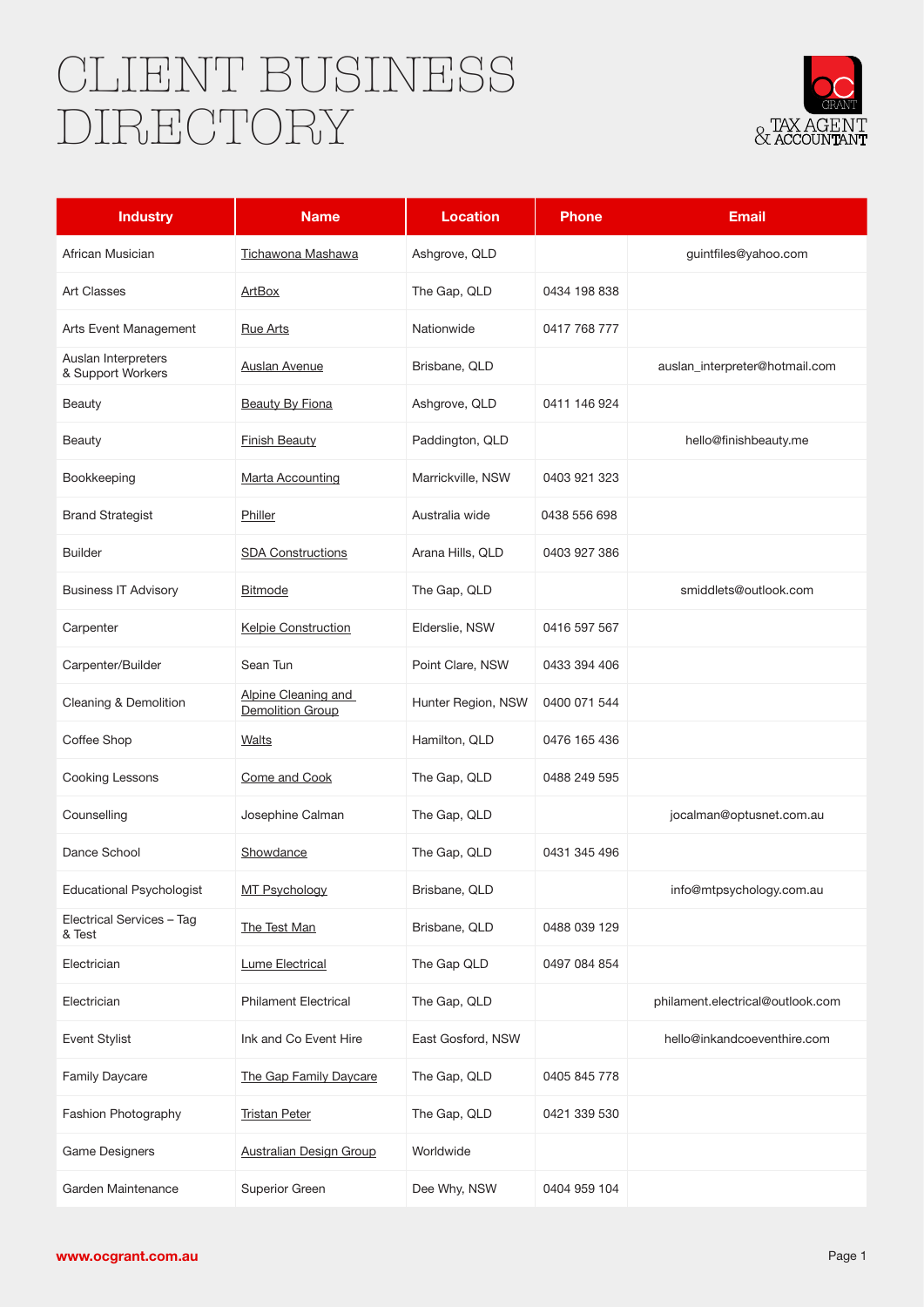# CLIENT BUSINESS DIRECTORY

OC GRANT TAX AGENT & ACCOUNTANT

| Industry | Name | Location | Phone | Email |
|---|---|---|---|---|
| African Musician | Tichawona Mashawa | Ashgrove, QLD | | guintfiles@yahoo.com |
| Art Classes | ArtBox | The Gap, QLD | 0434 198 838 | |
| Arts Event Management | Rue Arts | Nationwide | 0417 768 777 | |
| Auslan Interpreters & Support Workers | Auslan Avenue | Brisbane, QLD | | auslan_interpreter@hotmail.com |
| Beauty | Beauty By Fiona | Ashgrove, QLD | 0411 146 924 | |
| Beauty | Finish Beauty | Paddington, QLD | | hello@finishbeauty.me |
| Bookkeeping | Marta Accounting | Marrickville, NSW | 0403 921 323 | |
| Brand Strategist | Philler | Australia wide | 0438 556 698 | |
| Builder | SDA Constructions | Arana Hills, QLD | 0403 927 386 | |
| Business IT Advisory | Bitmode | The Gap, QLD | | smiddlets@outlook.com |
| Carpenter | Kelpie Construction | Elderslie, NSW | 0416 597 567 | |
| Carpenter/Builder | Sean Tun | Point Clare, NSW | 0433 394 406 | |
| Cleaning & Demolition | Alpine Cleaning and Demolition Group | Hunter Region, NSW | 0400 071 544 | |
| Coffee Shop | Walts | Hamilton, QLD | 0476 165 436 | |
| Cooking Lessons | Come and Cook | The Gap, QLD | 0488 249 595 | |
| Counselling | Josephine Calman | The Gap, QLD | | jocalman@optusnet.com.au |
| Dance School | Showdance | The Gap, QLD | 0431 345 496 | |
| Educational Psychologist | MT Psychology | Brisbane, QLD | | info@mtpsychology.com.au |
| Electrical Services – Tag & Test | The Test Man | Brisbane, QLD | 0488 039 129 | |
| Electrician | Lume Electrical | The Gap QLD | 0497 084 854 | |
| Electrician | Philament Electrical | The Gap, QLD | | philament.electrical@outlook.com |
| Event Stylist | Ink and Co Event Hire | East Gosford, NSW | | hello@inkandcoeventhire.com |
| Family Daycare | The Gap Family Daycare | The Gap, QLD | 0405 845 778 | |
| Fashion Photography | Tristan Peter | The Gap, QLD | 0421 339 530 | |
| Game Designers | Australian Design Group | Worldwide | | |
| Garden Maintenance | Superior Green | Dee Why, NSW | 0404 959 104 | |

www.ocgrant.com.au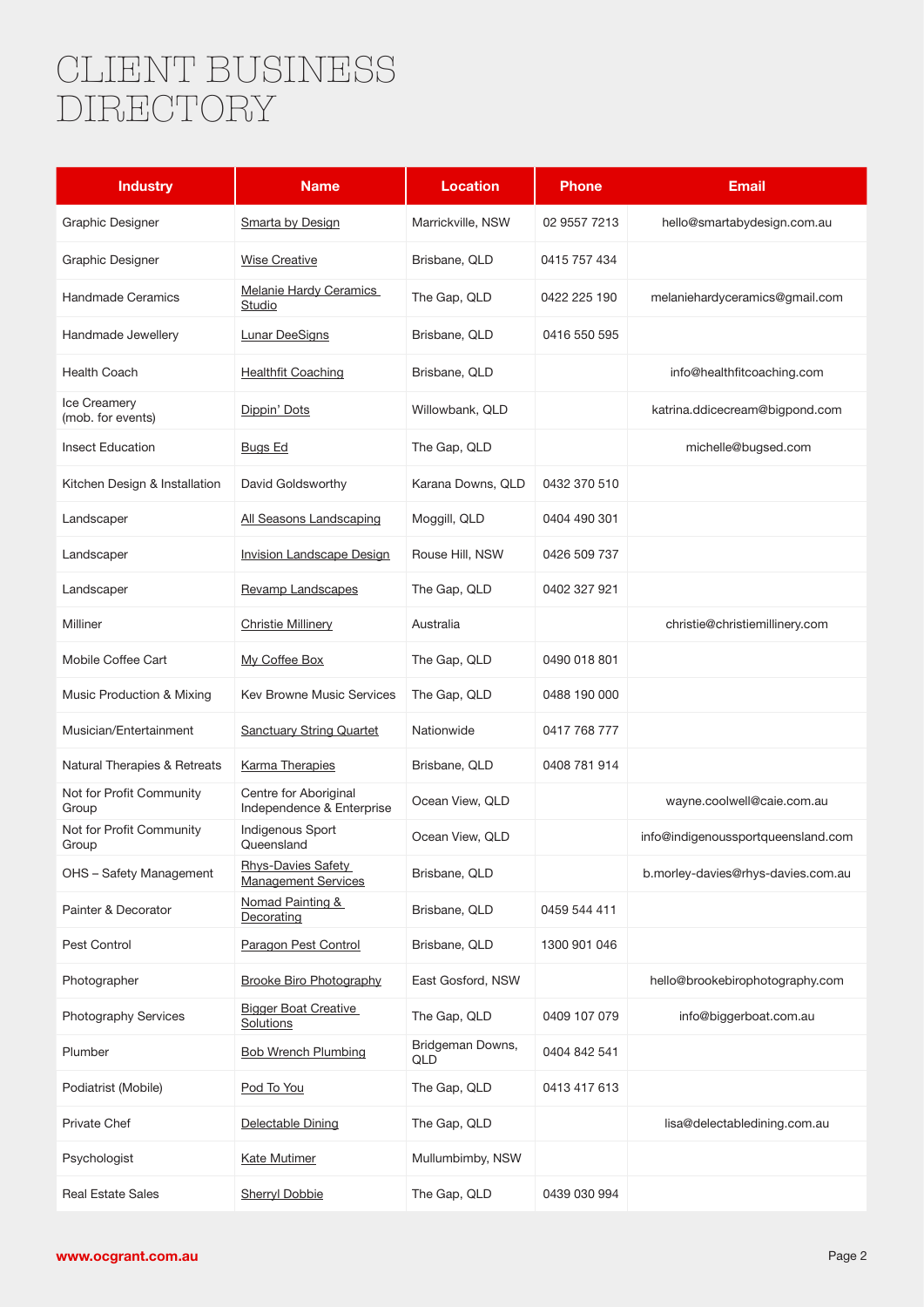# CLIENT BUSINESS DIRECTORY

| Industry | Name | Location | Phone | Email |
|---|---|---|---|---|
| Graphic Designer | Smarta by Design | Marrickville, NSW | 02 9557 7213 | hello@smartabydesign.com.au |
| Graphic Designer | Wise Creative | Brisbane, QLD | 0415 757 434 | |
| Handmade Ceramics | Melanie Hardy Ceramics Studio | The Gap, QLD | 0422 225 190 | melaniehardyceramics@gmail.com |
| Handmade Jewellery | Lunar DeeSigns | Brisbane, QLD | 0416 550 595 | |
| Health Coach | Healthfit Coaching | Brisbane, QLD | | info@healthfitcoaching.com |
| Ice Creamery (mob. for events) | Dippin' Dots | Willowbank, QLD | | katrina.ddicecream@bigpond.com |
| Insect Education | Bugs Ed | The Gap, QLD | | michelle@bugsed.com |
| Kitchen Design & Installation | David Goldsworthy | Karana Downs, QLD | 0432 370 510 | |
| Landscaper | All Seasons Landscaping | Moggill, QLD | 0404 490 301 | |
| Landscaper | Invision Landscape Design | Rouse Hill, NSW | 0426 509 737 | |
| Landscaper | Revamp Landscapes | The Gap, QLD | 0402 327 921 | |
| Milliner | Christie Millinery | Australia | | christie@christiemillinery.com |
| Mobile Coffee Cart | My Coffee Box | The Gap, QLD | 0490 018 801 | |
| Music Production & Mixing | Kev Browne Music Services | The Gap, QLD | 0488 190 000 | |
| Musician/Entertainment | Sanctuary String Quartet | Nationwide | 0417 768 777 | |
| Natural Therapies & Retreats | Karma Therapies | Brisbane, QLD | 0408 781 914 | |
| Not for Profit Community Group | Centre for Aboriginal Independence & Enterprise | Ocean View, QLD | | wayne.coolwell@caie.com.au |
| Not for Profit Community Group | Indigenous Sport Queensland | Ocean View, QLD | | info@indigenoussportqueensland.com |
| OHS – Safety Management | Rhys-Davies Safety Management Services | Brisbane, QLD | | b.morley-davies@rhys-davies.com.au |
| Painter & Decorator | Nomad Painting & Decorating | Brisbane, QLD | 0459 544 411 | |
| Pest Control | Paragon Pest Control | Brisbane, QLD | 1300 901 046 | |
| Photographer | Brooke Biro Photography | East Gosford, NSW | | hello@brookebirophotography.com |
| Photography Services | Bigger Boat Creative Solutions | The Gap, QLD | 0409 107 079 | info@biggerboat.com.au |
| Plumber | Bob Wrench Plumbing | Bridgeman Downs, QLD | 0404 842 541 | |
| Podiatrist (Mobile) | Pod To You | The Gap, QLD | 0413 417 613 | |
| Private Chef | Delectable Dining | The Gap, QLD | | lisa@delectabledining.com.au |
| Psychologist | Kate Mutimer | Mullumbimby, NSW | | |
| Real Estate Sales | Sherryl Dobbie | The Gap, QLD | 0439 030 994 | |

www.ocgrant.com.au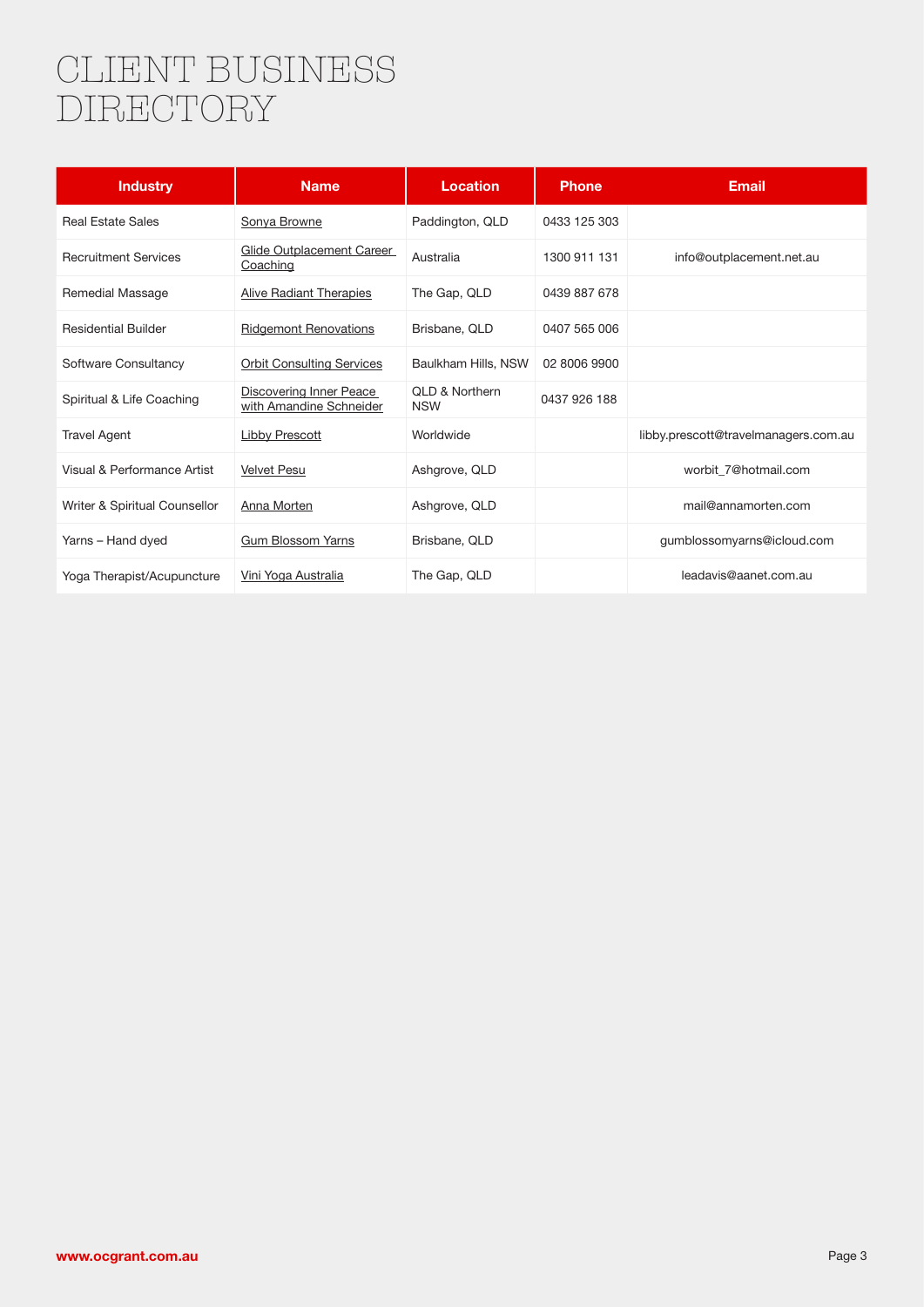# CLIENT BUSINESS DIRECTORY

| Industry | Name | Location | Phone | Email |
|---|---|---|---|---|
| Real Estate Sales | Sonya Browne | Paddington, QLD | 0433 125 303 | |
| Recruitment Services | Glide Outplacement Career Coaching | Australia | 1300 911 131 | info@outplacement.net.au |
| Remedial Massage | Alive Radiant Therapies | The Gap, QLD | 0439 887 678 | |
| Residential Builder | Ridgemont Renovations | Brisbane, QLD | 0407 565 006 | |
| Software Consultancy | Orbit Consulting Services | Baulkham Hills, NSW | 02 8006 9900 | |
| Spiritual & Life Coaching | Discovering Inner Peace with Amandine Schneider | QLD & Northern NSW | 0437 926 188 | |
| Travel Agent | Libby Prescott | Worldwide | | libby.prescott@travelmanagers.com.au |
| Visual & Performance Artist | Velvet Pesu | Ashgrove, QLD | | worbit_7@hotmail.com |
| Writer & Spiritual Counsellor | Anna Morten | Ashgrove, QLD | | mail@annamorten.com |
| Yarns – Hand dyed | Gum Blossom Yarns | Brisbane, QLD | | gumblossomyarns@icloud.com |
| Yoga Therapist/Acupuncture | Vini Yoga Australia | The Gap, QLD | | leadavis@aanet.com.au |